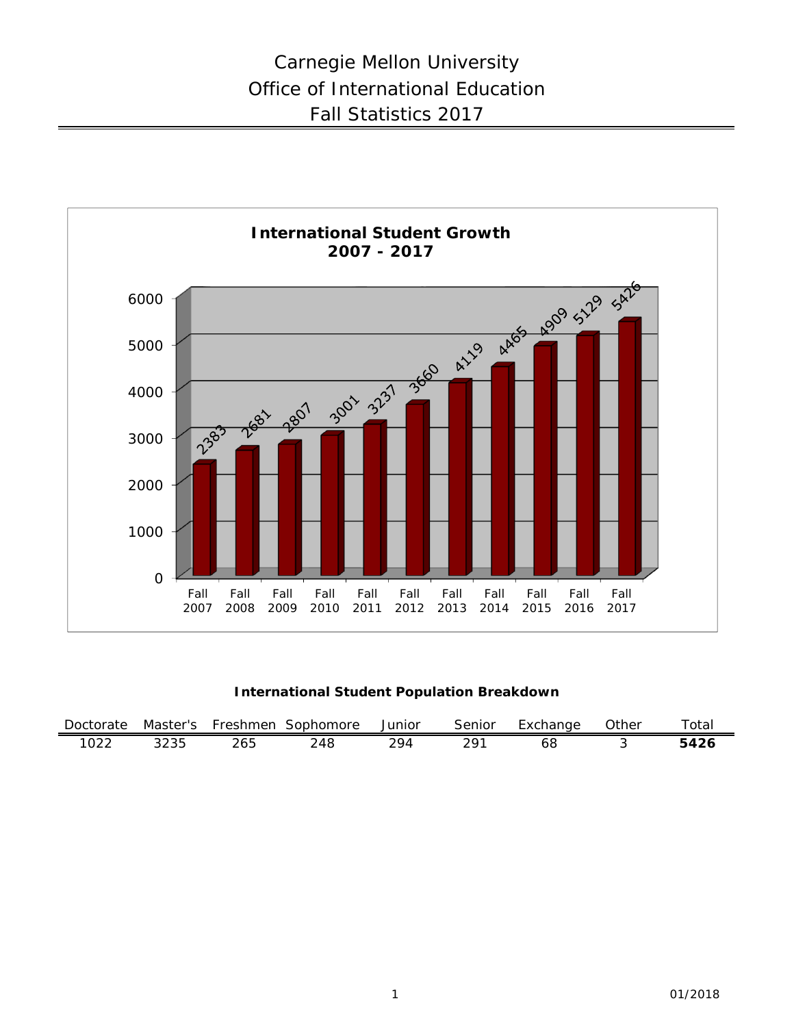# Carnegie Mellon University
## Office of International Education
## Fall Statistics 2017

**International Student Growth 2007 - 2017**

| Year | Students |
|---|---|
| Fall 2007 | 2383 |
| Fall 2008 | 2681 |
| Fall 2009 | 2807 |
| Fall 2010 | 3001 |
| Fall 2011 | 3237 |
| Fall 2012 | 3660 |
| Fall 2013 | 4119 |
| Fall 2014 | 4465 |
| Fall 2015 | 4909 |
| Fall 2016 | 5129 |
| Fall 2017 | 5426 |

**International Student Population Breakdown**

| Doctorate | Master's | Freshmen | Sophomore | Junior | Senior | Exchange | Other | Total |
|---|---|---|---|---|---|---|---|---|
| 1022 | 3235 | 265 | 248 | 294 | 291 | 68 | 3 | **5426** |

01/2018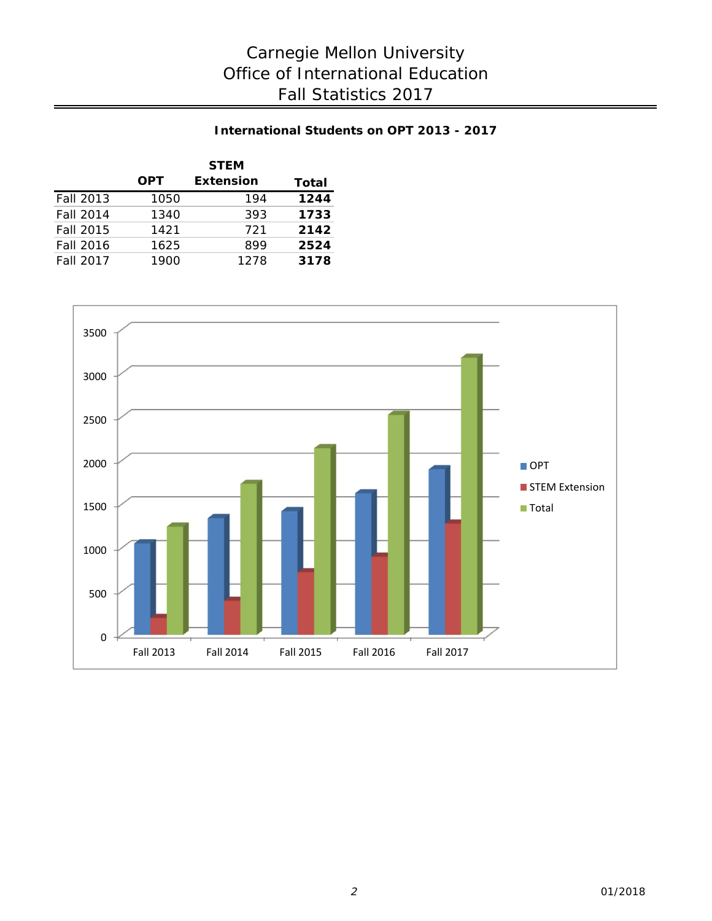# Carnegie Mellon University
# Office of International Education
# Fall Statistics 2017

**International Students on OPT 2013 - 2017**

| | OPT | STEM Extension | Total |
|---|---|---|---|
| Fall 2013 | 1050 | 194 | **1244** |
| Fall 2014 | 1340 | 393 | **1733** |
| Fall 2015 | 1421 | 721 | **2142** |
| Fall 2016 | 1625 | 899 | **2524** |
| Fall 2017 | 1900 | 1278 | **3178** |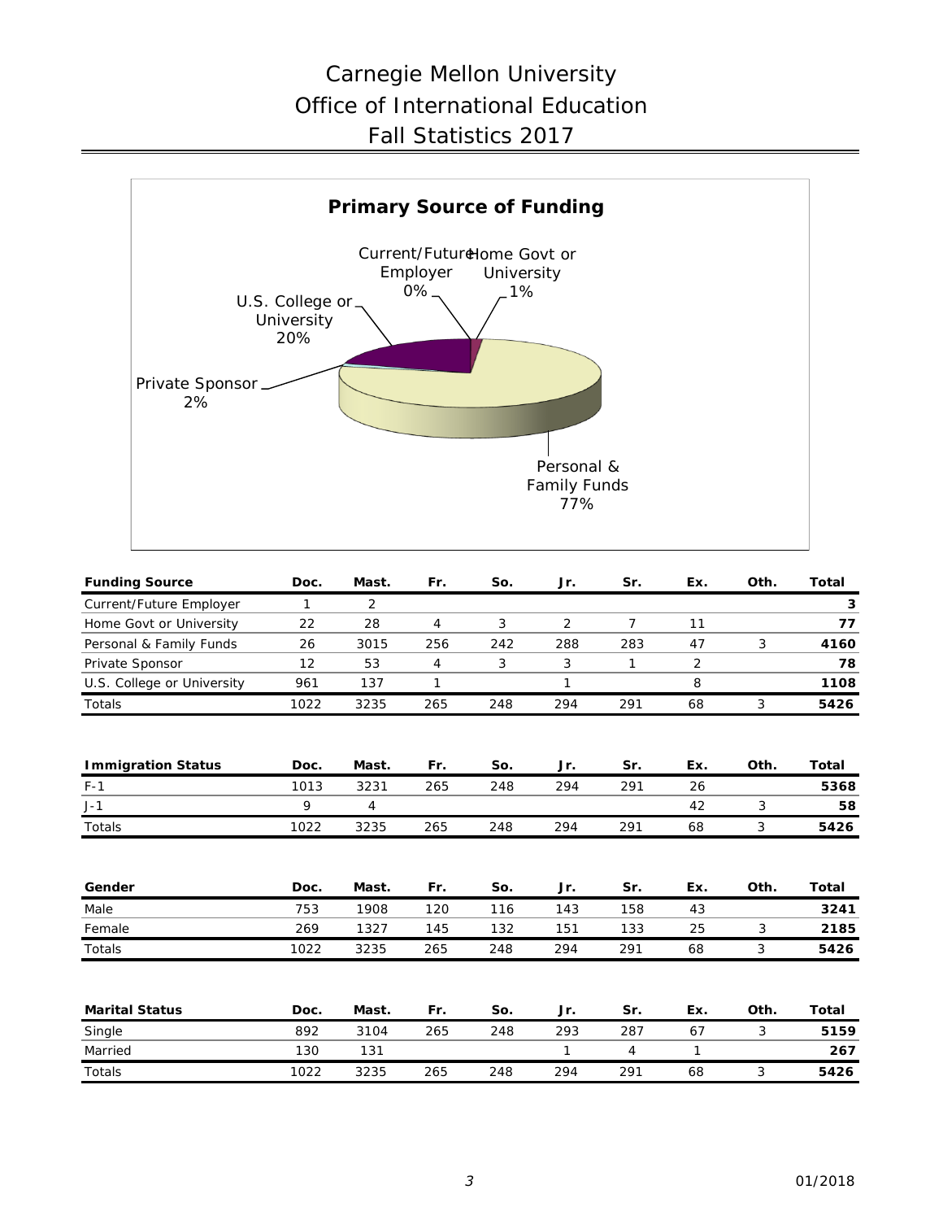# Carnegie Mellon University
# Office of International Education
# Fall Statistics 2017

**Primary Source of Funding**

Current/Future Employer 0%
Home Govt or University 1%
U.S. College or University 20%
Private Sponsor 2%
Personal & Family Funds 77%

| Funding Source | Doc. | Mast. | Fr. | So. | Jr. | Sr. | Ex. | Oth. | Total |
|---|---|---|---|---|---|---|---|---|---|
| Current/Future Employer | 1 | 2 | | | | | | | **3** |
| Home Govt or University | 22 | 28 | 4 | 3 | 2 | 7 | 11 | | **77** |
| Personal & Family Funds | 26 | 3015 | 256 | 242 | 288 | 283 | 47 | 3 | **4160** |
| Private Sponsor | 12 | 53 | 4 | 3 | 3 | 1 | 2 | | **78** |
| U.S. College or University | 961 | 137 | 1 | | 1 | | 8 | | **1108** |
| Totals | 1022 | 3235 | 265 | 248 | 294 | 291 | 68 | 3 | **5426** |

| Immigration Status | Doc. | Mast. | Fr. | So. | Jr. | Sr. | Ex. | Oth. | Total |
|---|---|---|---|---|---|---|---|---|---|
| F-1 | 1013 | 3231 | 265 | 248 | 294 | 291 | 26 | | **5368** |
| J-1 | 9 | 4 | | | | | 42 | 3 | **58** |
| Totals | 1022 | 3235 | 265 | 248 | 294 | 291 | 68 | 3 | **5426** |

| Gender | Doc. | Mast. | Fr. | So. | Jr. | Sr. | Ex. | Oth. | Total |
|---|---|---|---|---|---|---|---|---|---|
| Male | 753 | 1908 | 120 | 116 | 143 | 158 | 43 | | **3241** |
| Female | 269 | 1327 | 145 | 132 | 151 | 133 | 25 | 3 | **2185** |
| Totals | 1022 | 3235 | 265 | 248 | 294 | 291 | 68 | 3 | **5426** |

| Marital Status | Doc. | Mast. | Fr. | So. | Jr. | Sr. | Ex. | Oth. | Total |
|---|---|---|---|---|---|---|---|---|---|
| Single | 892 | 3104 | 265 | 248 | 293 | 287 | 67 | 3 | **5159** |
| Married | 130 | 131 | | | 1 | 4 | 1 | | **267** |
| Totals | 1022 | 3235 | 265 | 248 | 294 | 291 | 68 | 3 | **5426** |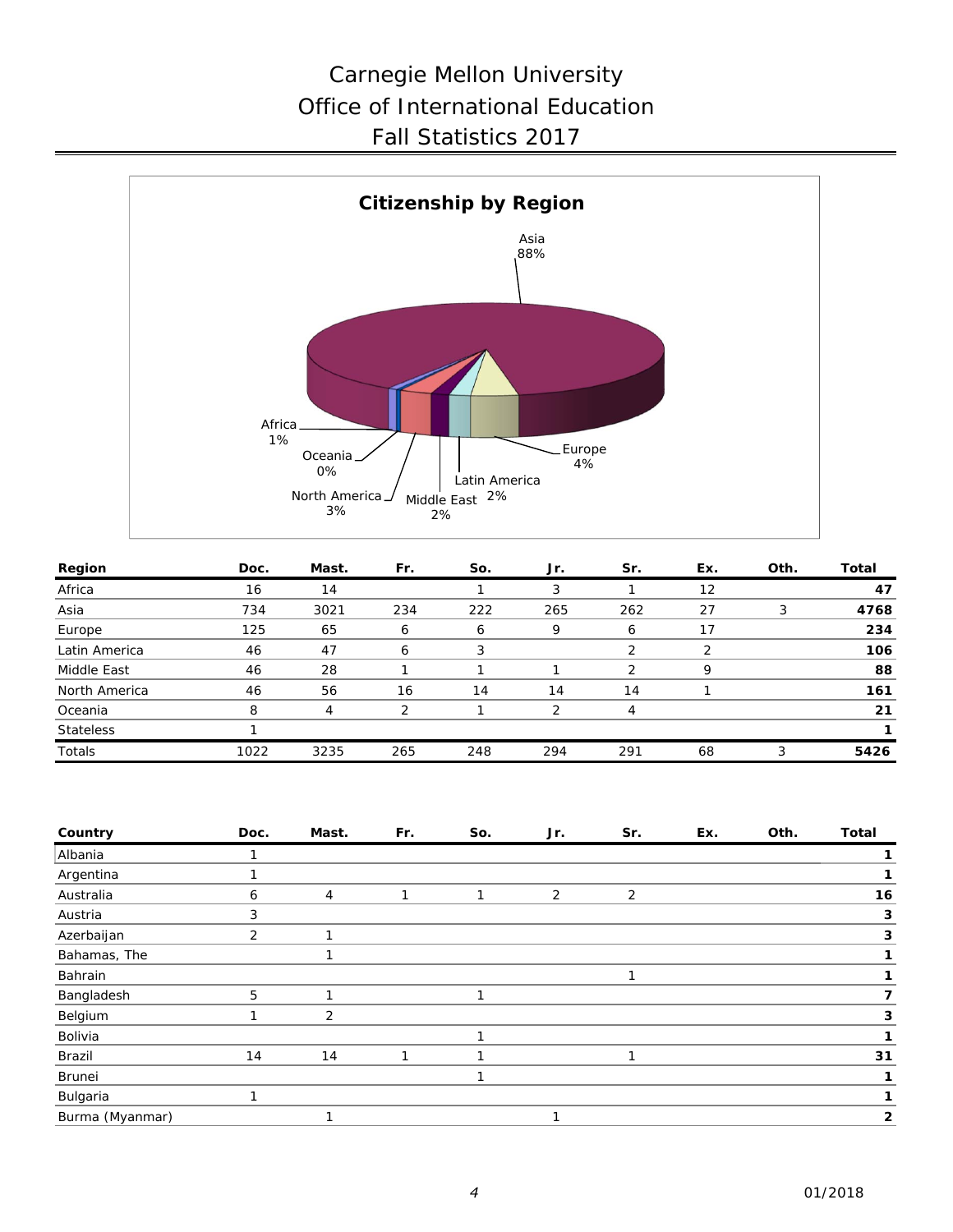# Carnegie Mellon University
# Office of International Education
# Fall Statistics 2017

**Citizenship by Region**

Asia 88%

Africa 1%

Oceania 0%

North America 3%

Middle East 2%

Latin America 2%

Europe 4%

| Region | Doc. | Mast. | Fr. | So. | Jr. | Sr. | Ex. | Oth. | Total |
|---|---|---|---|---|---|---|---|---|---|
| Africa | 16 | 14 | | 1 | 3 | 1 | 12 | | **47** |
| Asia | 734 | 3021 | 234 | 222 | 265 | 262 | 27 | 3 | **4768** |
| Europe | 125 | 65 | 6 | 6 | 9 | 6 | 17 | | **234** |
| Latin America | 46 | 47 | 6 | 3 | | 2 | 2 | | **106** |
| Middle East | 46 | 28 | 1 | 1 | 1 | 2 | 9 | | **88** |
| North America | 46 | 56 | 16 | 14 | 14 | 14 | 1 | | **161** |
| Oceania | 8 | 4 | 2 | 1 | 2 | 4 | | | **21** |
| Stateless | 1 | | | | | | | | **1** |
| Totals | 1022 | 3235 | 265 | 248 | 294 | 291 | 68 | 3 | **5426** |

| Country | Doc. | Mast. | Fr. | So. | Jr. | Sr. | Ex. | Oth. | Total |
|---|---|---|---|---|---|---|---|---|---|
| Albania | 1 | | | | | | | | **1** |
| Argentina | 1 | | | | | | | | **1** |
| Australia | 6 | 4 | 1 | 1 | 2 | 2 | | | **16** |
| Austria | 3 | | | | | | | | **3** |
| Azerbaijan | 2 | 1 | | | | | | | **3** |
| Bahamas, The | | 1 | | | | | | | **1** |
| Bahrain | | | | | | 1 | | | **1** |
| Bangladesh | 5 | 1 | | 1 | | | | | **7** |
| Belgium | 1 | 2 | | | | | | | **3** |
| Bolivia | | | | 1 | | | | | **1** |
| Brazil | 14 | 14 | 1 | 1 | | 1 | | | **31** |
| Brunei | | | | 1 | | | | | **1** |
| Bulgaria | 1 | | | | | | | | **1** |
| Burma (Myanmar) | | 1 | | | 1 | | | | **2** |

01/2018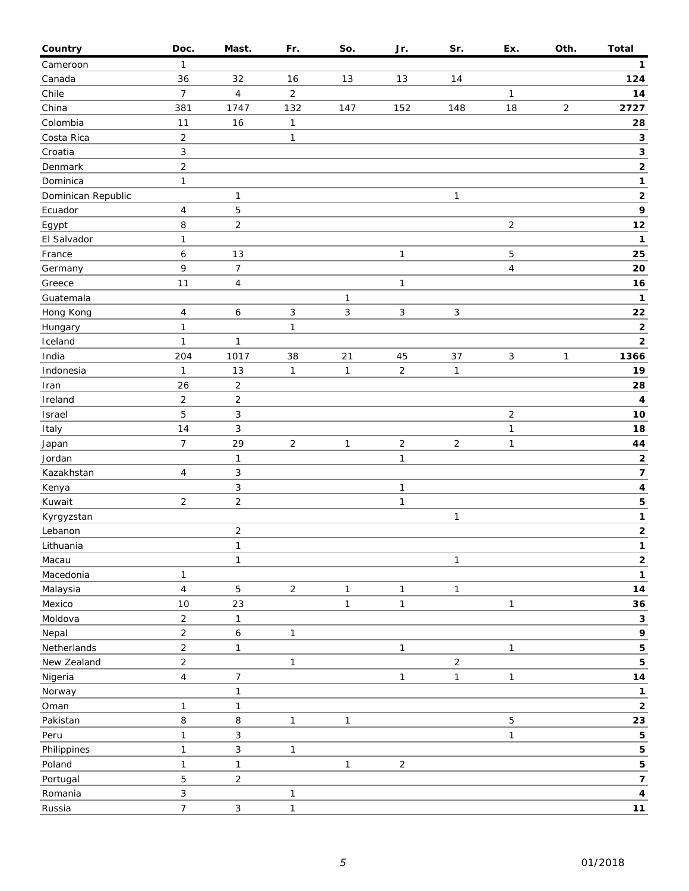| Country | Doc. | Mast. | Fr. | So. | Jr. | Sr. | Ex. | Oth. | Total |
|---|---|---|---|---|---|---|---|---|---|
| Cameroon | 1 | | | | | | | | **1** |
| Canada | 36 | 32 | 16 | 13 | 13 | 14 | | | **124** |
| Chile | 7 | 4 | 2 | | | | 1 | | **14** |
| China | 381 | 1747 | 132 | 147 | 152 | 148 | 18 | 2 | **2727** |
| Colombia | 11 | 16 | 1 | | | | | | **28** |
| Costa Rica | 2 | | 1 | | | | | | **3** |
| Croatia | 3 | | | | | | | | **3** |
| Denmark | 2 | | | | | | | | **2** |
| Dominica | 1 | | | | | | | | **1** |
| Dominican Republic | | 1 | | | | 1 | | | **2** |
| Ecuador | 4 | 5 | | | | | | | **9** |
| Egypt | 8 | 2 | | | | | 2 | | **12** |
| El Salvador | 1 | | | | | | | | **1** |
| France | 6 | 13 | | | 1 | | 5 | | **25** |
| Germany | 9 | 7 | | | | | 4 | | **20** |
| Greece | 11 | 4 | | | 1 | | | | **16** |
| Guatemala | | | | 1 | | | | | **1** |
| Hong Kong | 4 | 6 | 3 | 3 | 3 | 3 | | | **22** |
| Hungary | 1 | | 1 | | | | | | **2** |
| Iceland | 1 | 1 | | | | | | | **2** |
| India | 204 | 1017 | 38 | 21 | 45 | 37 | 3 | 1 | **1366** |
| Indonesia | 1 | 13 | 1 | 1 | 2 | 1 | | | **19** |
| Iran | 26 | 2 | | | | | | | **28** |
| Ireland | 2 | 2 | | | | | | | **4** |
| Israel | 5 | 3 | | | | | 2 | | **10** |
| Italy | 14 | 3 | | | | | 1 | | **18** |
| Japan | 7 | 29 | 2 | 1 | 2 | 2 | 1 | | **44** |
| Jordan | | 1 | | | 1 | | | | **2** |
| Kazakhstan | 4 | 3 | | | | | | | **7** |
| Kenya | | 3 | | | 1 | | | | **4** |
| Kuwait | 2 | 2 | | | 1 | | | | **5** |
| Kyrgyzstan | | | | | | 1 | | | **1** |
| Lebanon | | 2 | | | | | | | **2** |
| Lithuania | | 1 | | | | | | | **1** |
| Macau | | 1 | | | | 1 | | | **2** |
| Macedonia | 1 | | | | | | | | **1** |
| Malaysia | 4 | 5 | 2 | 1 | 1 | 1 | | | **14** |
| Mexico | 10 | 23 | | 1 | 1 | | 1 | | **36** |
| Moldova | 2 | 1 | | | | | | | **3** |
| Nepal | 2 | 6 | 1 | | | | | | **9** |
| Netherlands | 2 | 1 | | | 1 | | 1 | | **5** |
| New Zealand | 2 | | 1 | | | 2 | | | **5** |
| Nigeria | 4 | 7 | | | 1 | 1 | 1 | | **14** |
| Norway | | 1 | | | | | | | **1** |
| Oman | 1 | 1 | | | | | | | **2** |
| Pakistan | 8 | 8 | 1 | 1 | | | 5 | | **23** |
| Peru | 1 | 3 | | | | | 1 | | **5** |
| Philippines | 1 | 3 | 1 | | | | | | **5** |
| Poland | 1 | 1 | | 1 | 2 | | | | **5** |
| Portugal | 5 | 2 | | | | | | | **7** |
| Romania | 3 | | 1 | | | | | | **4** |
| Russia | 7 | 3 | 1 | | | | | | **11** |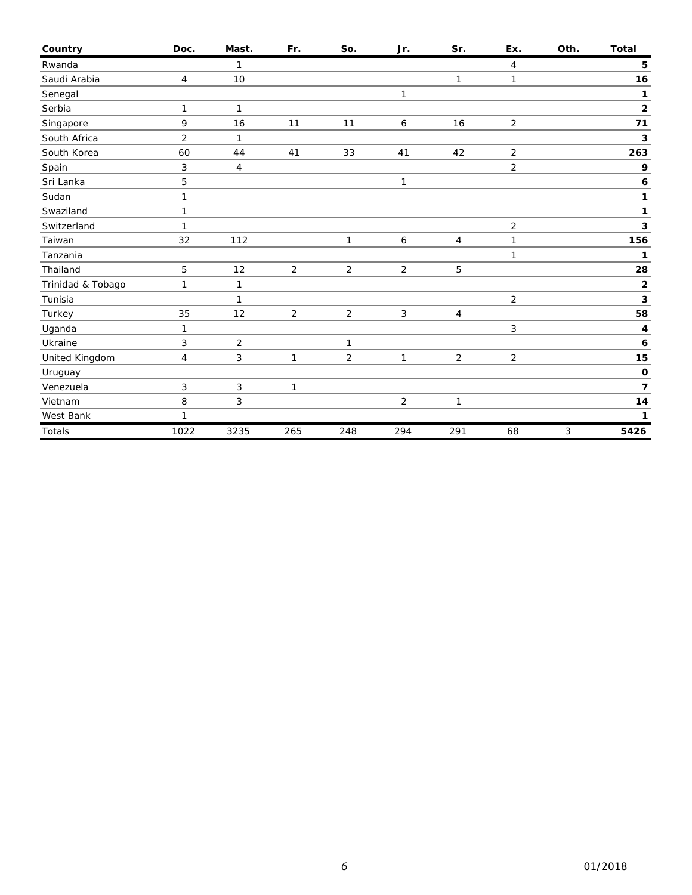| Country | Doc. | Mast. | Fr. | So. | Jr. | Sr. | Ex. | Oth. | Total |
|---|---|---|---|---|---|---|---|---|---|
| Rwanda | | 1 | | | | | 4 | | **5** |
| Saudi Arabia | 4 | 10 | | | | 1 | 1 | | **16** |
| Senegal | | | | | 1 | | | | **1** |
| Serbia | 1 | 1 | | | | | | | **2** |
| Singapore | 9 | 16 | 11 | 11 | 6 | 16 | 2 | | **71** |
| South Africa | 2 | 1 | | | | | | | **3** |
| South Korea | 60 | 44 | 41 | 33 | 41 | 42 | 2 | | **263** |
| Spain | 3 | 4 | | | | | 2 | | **9** |
| Sri Lanka | 5 | | | | 1 | | | | **6** |
| Sudan | 1 | | | | | | | | **1** |
| Swaziland | 1 | | | | | | | | **1** |
| Switzerland | 1 | | | | | | 2 | | **3** |
| Taiwan | 32 | 112 | | 1 | 6 | 4 | 1 | | **156** |
| Tanzania | | | | | | | 1 | | **1** |
| Thailand | 5 | 12 | 2 | 2 | 2 | 5 | | | **28** |
| Trinidad & Tobago | 1 | 1 | | | | | | | **2** |
| Tunisia | | 1 | | | | | 2 | | **3** |
| Turkey | 35 | 12 | 2 | 2 | 3 | 4 | | | **58** |
| Uganda | 1 | | | | | | 3 | | **4** |
| Ukraine | 3 | 2 | | 1 | | | | | **6** |
| United Kingdom | 4 | 3 | 1 | 2 | 1 | 2 | 2 | | **15** |
| Uruguay | | | | | | | | | **0** |
| Venezuela | 3 | 3 | 1 | | | | | | **7** |
| Vietnam | 8 | 3 | | | 2 | 1 | | | **14** |
| West Bank | 1 | | | | | | | | **1** |
| Totals | 1022 | 3235 | 265 | 248 | 294 | 291 | 68 | 3 | **5426** |

01/2018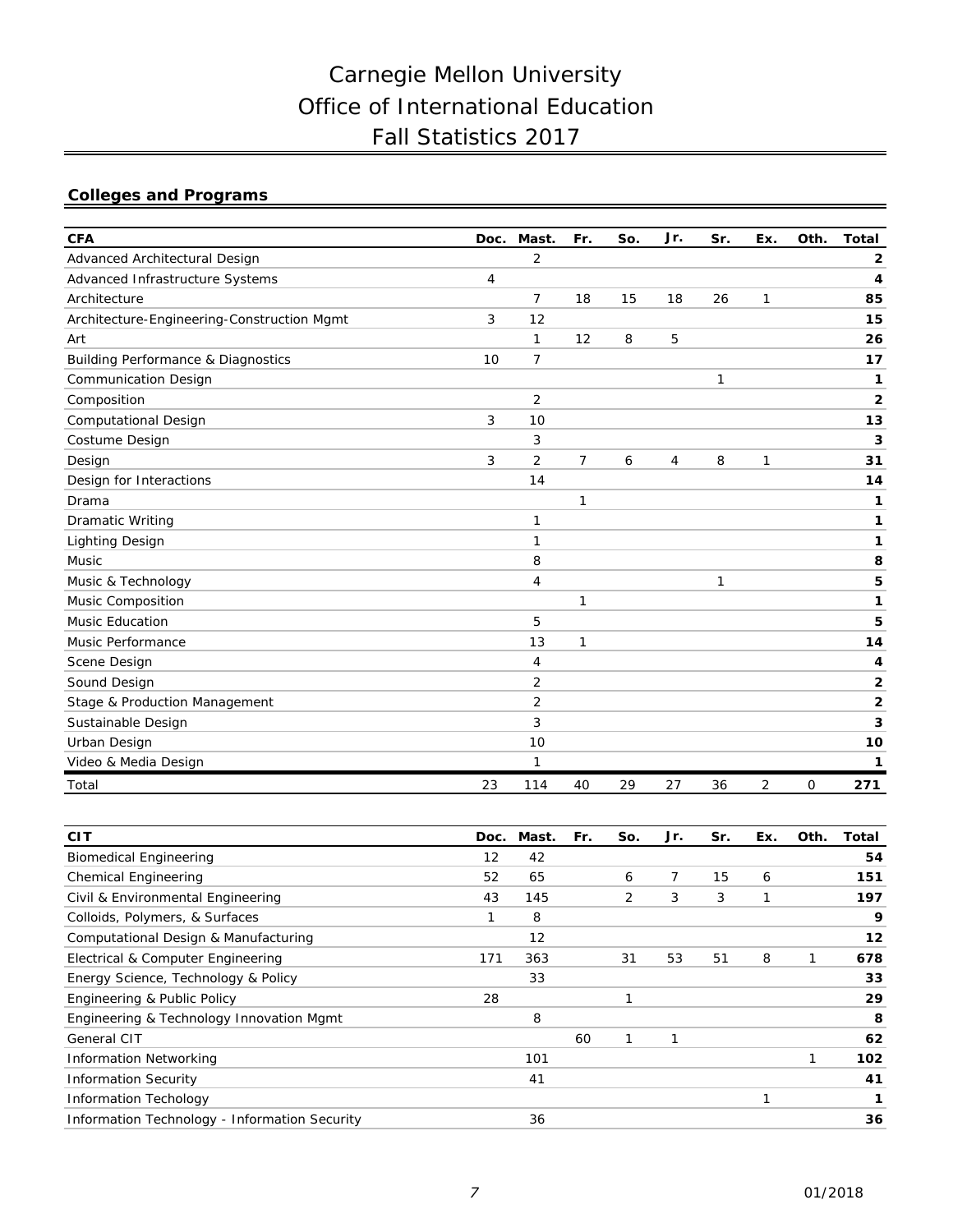# Carnegie Mellon University
# Office of International Education
# Fall Statistics 2017

## Colleges and Programs

| CFA | Doc. | Mast. | Fr. | So. | Jr. | Sr. | Ex. | Oth. | Total |
|---|---|---|---|---|---|---|---|---|---|
| Advanced Architectural Design | | 2 | | | | | | | **2** |
| Advanced Infrastructure Systems | 4 | | | | | | | | **4** |
| Architecture | | 7 | 18 | 15 | 18 | 26 | 1 | | **85** |
| Architecture-Engineering-Construction Mgmt | 3 | 12 | | | | | | | **15** |
| Art | | 1 | 12 | 8 | 5 | | | | **26** |
| Building Performance & Diagnostics | 10 | 7 | | | | | | | **17** |
| Communication Design | | | | | | 1 | | | **1** |
| Composition | | 2 | | | | | | | **2** |
| Computational Design | 3 | 10 | | | | | | | **13** |
| Costume Design | | 3 | | | | | | | **3** |
| Design | 3 | 2 | 7 | 6 | 4 | 8 | 1 | | **31** |
| Design for Interactions | | 14 | | | | | | | **14** |
| Drama | | | 1 | | | | | | **1** |
| Dramatic Writing | | 1 | | | | | | | **1** |
| Lighting Design | | 1 | | | | | | | **1** |
| Music | | 8 | | | | | | | **8** |
| Music & Technology | | 4 | | | | 1 | | | **5** |
| Music Composition | | | 1 | | | | | | **1** |
| Music Education | | 5 | | | | | | | **5** |
| Music Performance | | 13 | 1 | | | | | | **14** |
| Scene Design | | 4 | | | | | | | **4** |
| Sound Design | | 2 | | | | | | | **2** |
| Stage & Production Management | | 2 | | | | | | | **2** |
| Sustainable Design | | 3 | | | | | | | **3** |
| Urban Design | | 10 | | | | | | | **10** |
| Video & Media Design | | 1 | | | | | | | **1** |
| Total | 23 | 114 | 40 | 29 | 27 | 36 | 2 | 0 | **271** |

| CIT | Doc. | Mast. | Fr. | So. | Jr. | Sr. | Ex. | Oth. | Total |
|---|---|---|---|---|---|---|---|---|---|
| Biomedical Engineering | 12 | 42 | | | | | | | **54** |
| Chemical Engineering | 52 | 65 | | 6 | 7 | 15 | 6 | | **151** |
| Civil & Environmental Engineering | 43 | 145 | | 2 | 3 | 3 | 1 | | **197** |
| Colloids, Polymers, & Surfaces | 1 | 8 | | | | | | | **9** |
| Computational Design & Manufacturing | | 12 | | | | | | | **12** |
| Electrical & Computer Engineering | 171 | 363 | | 31 | 53 | 51 | 8 | 1 | **678** |
| Energy Science, Technology & Policy | | 33 | | | | | | | **33** |
| Engineering & Public Policy | 28 | | | 1 | | | | | **29** |
| Engineering & Technology Innovation Mgmt | | 8 | | | | | | | **8** |
| General CIT | | | 60 | 1 | 1 | | | | **62** |
| Information Networking | | 101 | | | | | | 1 | **102** |
| Information Security | | 41 | | | | | | | **41** |
| Information Techology | | | | | | | 1 | | **1** |
| Information Technology - Information Security | | 36 | | | | | | | **36** |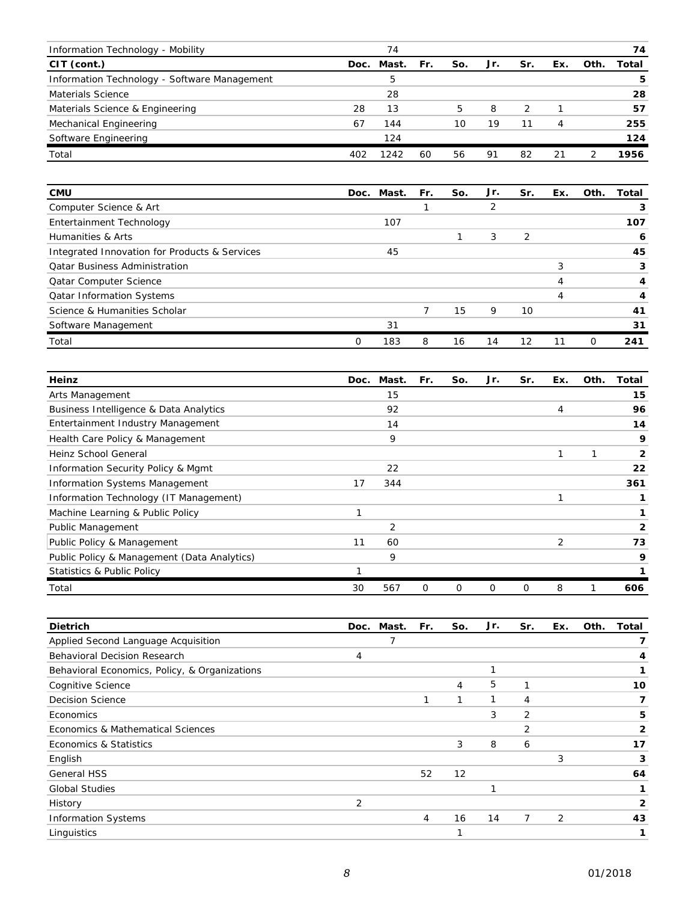| Information Technology - Mobility | | 74 | | | | | | | 74 |
|---|---|---|---|---|---|---|---|---|---|
| **CIT (cont.)** | **Doc.** | **Mast.** | **Fr.** | **So.** | **Jr.** | **Sr.** | **Ex.** | **Oth.** | **Total** |
| Information Technology - Software Management | | 5 | | | | | | | **5** |
| Materials Science | | 28 | | | | | | | **28** |
| Materials Science & Engineering | 28 | 13 | | 5 | 8 | 2 | 1 | | **57** |
| Mechanical Engineering | 67 | 144 | | 10 | 19 | 11 | 4 | | **255** |
| Software Engineering | | 124 | | | | | | | **124** |
| Total | 402 | 1242 | 60 | 56 | 91 | 82 | 21 | 2 | **1956** |

| **CMU** | **Doc.** | **Mast.** | **Fr.** | **So.** | **Jr.** | **Sr.** | **Ex.** | **Oth.** | **Total** |
|---|---|---|---|---|---|---|---|---|---|
| Computer Science & Art | | | 1 | | 2 | | | | **3** |
| Entertainment Technology | | 107 | | | | | | | **107** |
| Humanities & Arts | | | | 1 | 3 | 2 | | | **6** |
| Integrated Innovation for Products & Services | | 45 | | | | | | | **45** |
| Qatar Business Administration | | | | | | | 3 | | **3** |
| Qatar Computer Science | | | | | | | 4 | | **4** |
| Qatar Information Systems | | | | | | | 4 | | **4** |
| Science & Humanities Scholar | | | 7 | 15 | 9 | 10 | | | **41** |
| Software Management | | 31 | | | | | | | **31** |
| Total | 0 | 183 | 8 | 16 | 14 | 12 | 11 | 0 | **241** |

| **Heinz** | **Doc.** | **Mast.** | **Fr.** | **So.** | **Jr.** | **Sr.** | **Ex.** | **Oth.** | **Total** |
|---|---|---|---|---|---|---|---|---|---|
| Arts Management | | 15 | | | | | | | **15** |
| Business Intelligence & Data Analytics | | 92 | | | | | 4 | | **96** |
| Entertainment Industry Management | | 14 | | | | | | | **14** |
| Health Care Policy & Management | | 9 | | | | | | | **9** |
| Heinz School General | | | | | | | 1 | 1 | **2** |
| Information Security Policy & Mgmt | | 22 | | | | | | | **22** |
| Information Systems Management | 17 | 344 | | | | | | | **361** |
| Information Technology (IT Management) | | | | | | | 1 | | **1** |
| Machine Learning & Public Policy | 1 | | | | | | | | **1** |
| Public Management | | 2 | | | | | | | **2** |
| Public Policy & Management | 11 | 60 | | | | | 2 | | **73** |
| Public Policy & Management (Data Analytics) | | 9 | | | | | | | **9** |
| Statistics & Public Policy | 1 | | | | | | | | **1** |
| Total | 30 | 567 | 0 | 0 | 0 | 0 | 8 | 1 | **606** |

| **Dietrich** | **Doc.** | **Mast.** | **Fr.** | **So.** | **Jr.** | **Sr.** | **Ex.** | **Oth.** | **Total** |
|---|---|---|---|---|---|---|---|---|---|
| Applied Second Language Acquisition | | 7 | | | | | | | **7** |
| Behavioral Decision Research | 4 | | | | | | | | **4** |
| Behavioral Economics, Policy, & Organizations | | | | | 1 | | | | **1** |
| Cognitive Science | | | | 4 | 5 | 1 | | | **10** |
| Decision Science | | | 1 | 1 | 1 | 4 | | | **7** |
| Economics | | | | | 3 | 2 | | | **5** |
| Economics & Mathematical Sciences | | | | | | 2 | | | **2** |
| Economics & Statistics | | | | 3 | 8 | 6 | | | **17** |
| English | | | | | | | 3 | | **3** |
| General HSS | | | 52 | 12 | | | | | **64** |
| Global Studies | | | | | 1 | | | | **1** |
| History | 2 | | | | | | | | **2** |
| Information Systems | | | 4 | 16 | 14 | 7 | 2 | | **43** |
| Linguistics | | | | 1 | | | | | **1** |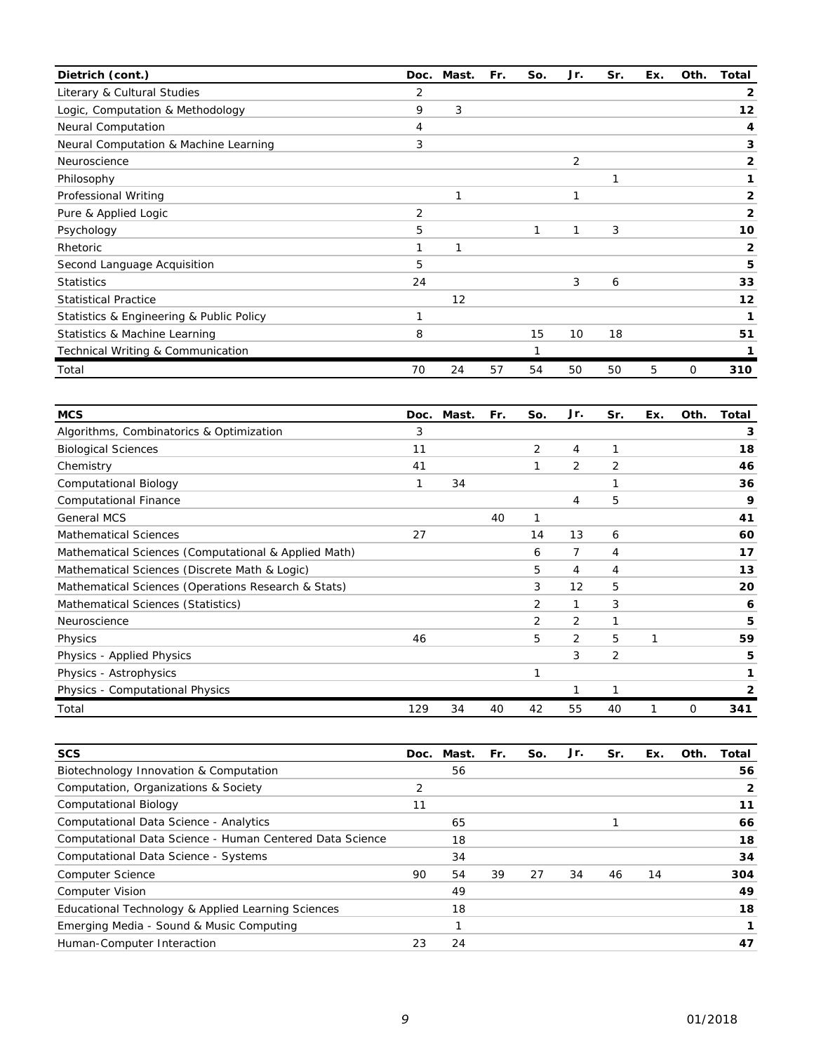| Dietrich (cont.) | Doc. | Mast. | Fr. | So. | Jr. | Sr. | Ex. | Oth. | Total |
|---|---|---|---|---|---|---|---|---|---|
| Literary & Cultural Studies | 2 | | | | | | | | **2** |
| Logic, Computation & Methodology | 9 | 3 | | | | | | | **12** |
| Neural Computation | 4 | | | | | | | | **4** |
| Neural Computation & Machine Learning | 3 | | | | | | | | **3** |
| Neuroscience | | | | | 2 | | | | **2** |
| Philosophy | | | | | | 1 | | | **1** |
| Professional Writing | | 1 | | | 1 | | | | **2** |
| Pure & Applied Logic | 2 | | | | | | | | **2** |
| Psychology | 5 | | | 1 | 1 | 3 | | | **10** |
| Rhetoric | 1 | 1 | | | | | | | **2** |
| Second Language Acquisition | 5 | | | | | | | | **5** |
| Statistics | 24 | | | | 3 | 6 | | | **33** |
| Statistical Practice | | 12 | | | | | | | **12** |
| Statistics & Engineering & Public Policy | 1 | | | | | | | | **1** |
| Statistics & Machine Learning | 8 | | | 15 | 10 | 18 | | | **51** |
| Technical Writing & Communication | | | | 1 | | | | | **1** |
| Total | 70 | 24 | 57 | 54 | 50 | 50 | 5 | 0 | **310** |

| MCS | Doc. | Mast. | Fr. | So. | Jr. | Sr. | Ex. | Oth. | Total |
|---|---|---|---|---|---|---|---|---|---|
| Algorithms, Combinatorics & Optimization | 3 | | | | | | | | **3** |
| Biological Sciences | 11 | | | 2 | 4 | 1 | | | **18** |
| Chemistry | 41 | | | 1 | 2 | 2 | | | **46** |
| Computational Biology | 1 | 34 | | | | 1 | | | **36** |
| Computational Finance | | | | | 4 | 5 | | | **9** |
| General MCS | | | 40 | 1 | | | | | **41** |
| Mathematical Sciences | 27 | | | 14 | 13 | 6 | | | **60** |
| Mathematical Sciences (Computational & Applied Math) | | | | 6 | 7 | 4 | | | **17** |
| Mathematical Sciences (Discrete Math & Logic) | | | | 5 | 4 | 4 | | | **13** |
| Mathematical Sciences (Operations Research & Stats) | | | | 3 | 12 | 5 | | | **20** |
| Mathematical Sciences (Statistics) | | | | 2 | 1 | 3 | | | **6** |
| Neuroscience | | | | 2 | 2 | 1 | | | **5** |
| Physics | 46 | | | 5 | 2 | 5 | 1 | | **59** |
| Physics - Applied Physics | | | | | 3 | 2 | | | **5** |
| Physics - Astrophysics | | | | 1 | | | | | **1** |
| Physics - Computational Physics | | | | | 1 | 1 | | | **2** |
| Total | 129 | 34 | 40 | 42 | 55 | 40 | 1 | 0 | **341** |

| SCS | Doc. | Mast. | Fr. | So. | Jr. | Sr. | Ex. | Oth. | Total |
|---|---|---|---|---|---|---|---|---|---|
| Biotechnology Innovation & Computation | | 56 | | | | | | | **56** |
| Computation, Organizations & Society | 2 | | | | | | | | **2** |
| Computational Biology | 11 | | | | | | | | **11** |
| Computational Data Science - Analytics | | 65 | | | | 1 | | | **66** |
| Computational Data Science - Human Centered Data Science | | 18 | | | | | | | **18** |
| Computational Data Science - Systems | | 34 | | | | | | | **34** |
| Computer Science | 90 | 54 | 39 | 27 | 34 | 46 | 14 | | **304** |
| Computer Vision | | 49 | | | | | | | **49** |
| Educational Technology & Applied Learning Sciences | | 18 | | | | | | | **18** |
| Emerging Media - Sound & Music Computing | | 1 | | | | | | | **1** |
| Human-Computer Interaction | 23 | 24 | | | | | | | **47** |

01/2018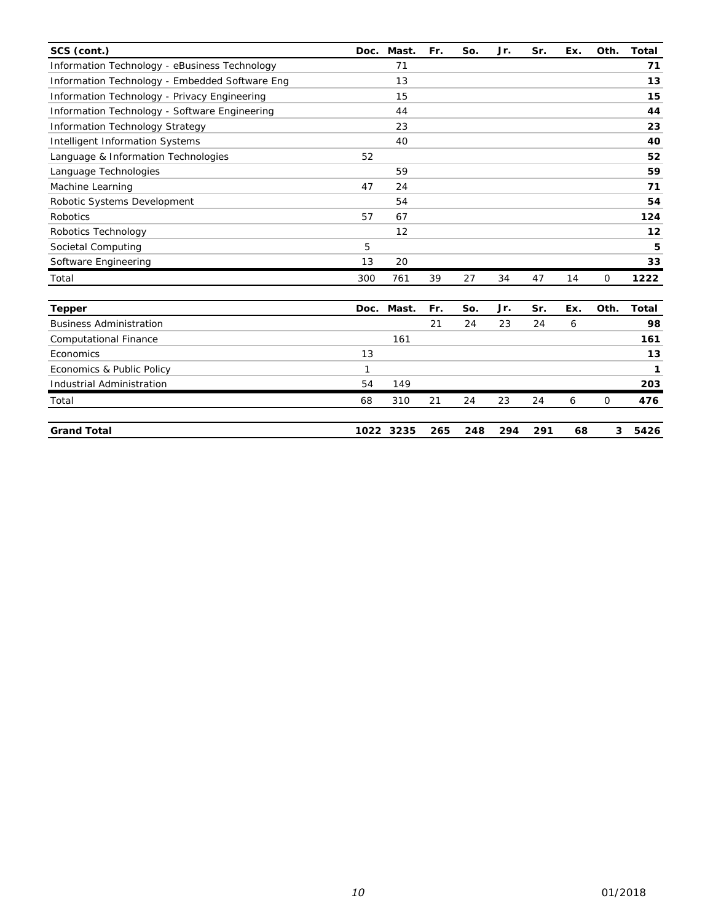| SCS (cont.) | Doc. | Mast. | Fr. | So. | Jr. | Sr. | Ex. | Oth. | Total |
|---|---|---|---|---|---|---|---|---|---|
| Information Technology - eBusiness Technology | | 71 | | | | | | | **71** |
| Information Technology - Embedded Software Eng | | 13 | | | | | | | **13** |
| Information Technology - Privacy Engineering | | 15 | | | | | | | **15** |
| Information Technology - Software Engineering | | 44 | | | | | | | **44** |
| Information Technology Strategy | | 23 | | | | | | | **23** |
| Intelligent Information Systems | | 40 | | | | | | | **40** |
| Language & Information Technologies | 52 | | | | | | | | **52** |
| Language Technologies | | 59 | | | | | | | **59** |
| Machine Learning | 47 | 24 | | | | | | | **71** |
| Robotic Systems Development | | 54 | | | | | | | **54** |
| Robotics | 57 | 67 | | | | | | | **124** |
| Robotics Technology | | 12 | | | | | | | **12** |
| Societal Computing | 5 | | | | | | | | **5** |
| Software Engineering | 13 | 20 | | | | | | | **33** |
| Total | 300 | 761 | 39 | 27 | 34 | 47 | 14 | 0 | **1222** |

| Tepper | Doc. | Mast. | Fr. | So. | Jr. | Sr. | Ex. | Oth. | Total |
|---|---|---|---|---|---|---|---|---|---|
| Business Administration | | | 21 | 24 | 23 | 24 | 6 | | **98** |
| Computational Finance | | 161 | | | | | | | **161** |
| Economics | 13 | | | | | | | | **13** |
| Economics & Public Policy | 1 | | | | | | | | **1** |
| Industrial Administration | 54 | 149 | | | | | | | **203** |
| Total | 68 | 310 | 21 | 24 | 23 | 24 | 6 | 0 | **476** |

| | | | | | | | | | |
|---|---|---|---|---|---|---|---|---|---|
| **Grand Total** | **1022** | **3235** | **265** | **248** | **294** | **291** | **68** | **3** | **5426** |

01/2018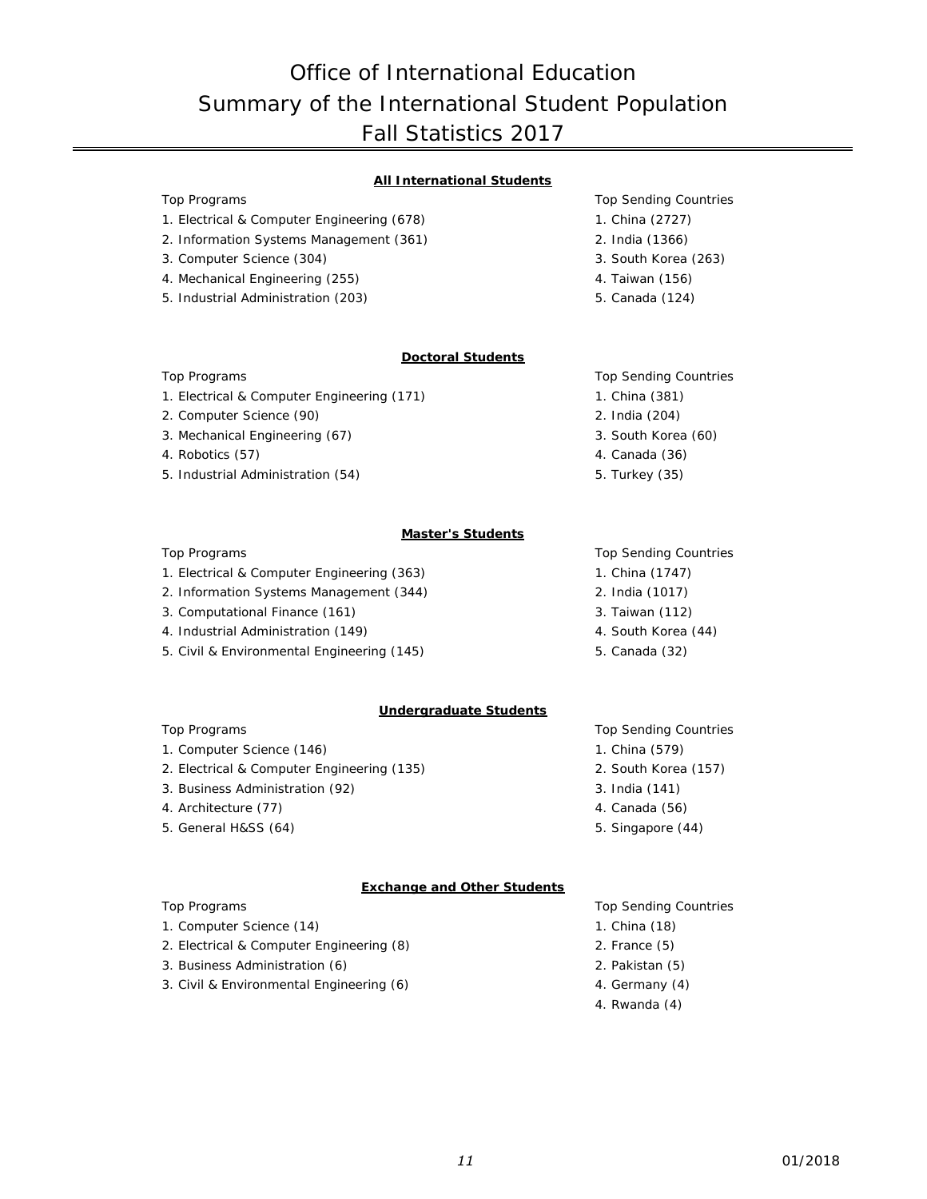# Office of International Education
# Summary of the International Student Population
# Fall Statistics 2017

## All International Students

| Top Programs | Top Sending Countries |
|---|---|
| 1. Electrical & Computer Engineering (678) | 1. China (2727) |
| 2. Information Systems Management (361) | 2. India (1366) |
| 3. Computer Science (304) | 3. South Korea (263) |
| 4. Mechanical Engineering (255) | 4. Taiwan (156) |
| 5. Industrial Administration (203) | 5. Canada (124) |

## Doctoral Students

| Top Programs | Top Sending Countries |
|---|---|
| 1. Electrical & Computer Engineering (171) | 1. China (381) |
| 2. Computer Science (90) | 2. India (204) |
| 3. Mechanical Engineering (67) | 3. South Korea (60) |
| 4. Robotics (57) | 4. Canada (36) |
| 5. Industrial Administration (54) | 5. Turkey (35) |

## Master's Students

| Top Programs | Top Sending Countries |
|---|---|
| 1. Electrical & Computer Engineering (363) | 1. China (1747) |
| 2. Information Systems Management (344) | 2. India (1017) |
| 3. Computational Finance (161) | 3. Taiwan (112) |
| 4. Industrial Administration (149) | 4. South Korea (44) |
| 5. Civil & Environmental Engineering (145) | 5. Canada (32) |

## Undergraduate Students

| Top Programs | Top Sending Countries |
|---|---|
| 1. Computer Science (146) | 1. China (579) |
| 2. Electrical & Computer Engineering (135) | 2. South Korea (157) |
| 3. Business Administration (92) | 3. India (141) |
| 4. Architecture (77) | 4. Canada (56) |
| 5. General H&SS (64) | 5. Singapore (44) |

## Exchange and Other Students

| Top Programs | Top Sending Countries |
|---|---|
| 1. Computer Science (14) | 1. China (18) |
| 2. Electrical & Computer Engineering (8) | 2. France (5) |
| 3. Business Administration (6) | 2. Pakistan (5) |
| 3. Civil & Environmental Engineering (6) | 4. Germany (4) |
| | 4. Rwanda (4) |

01/2018